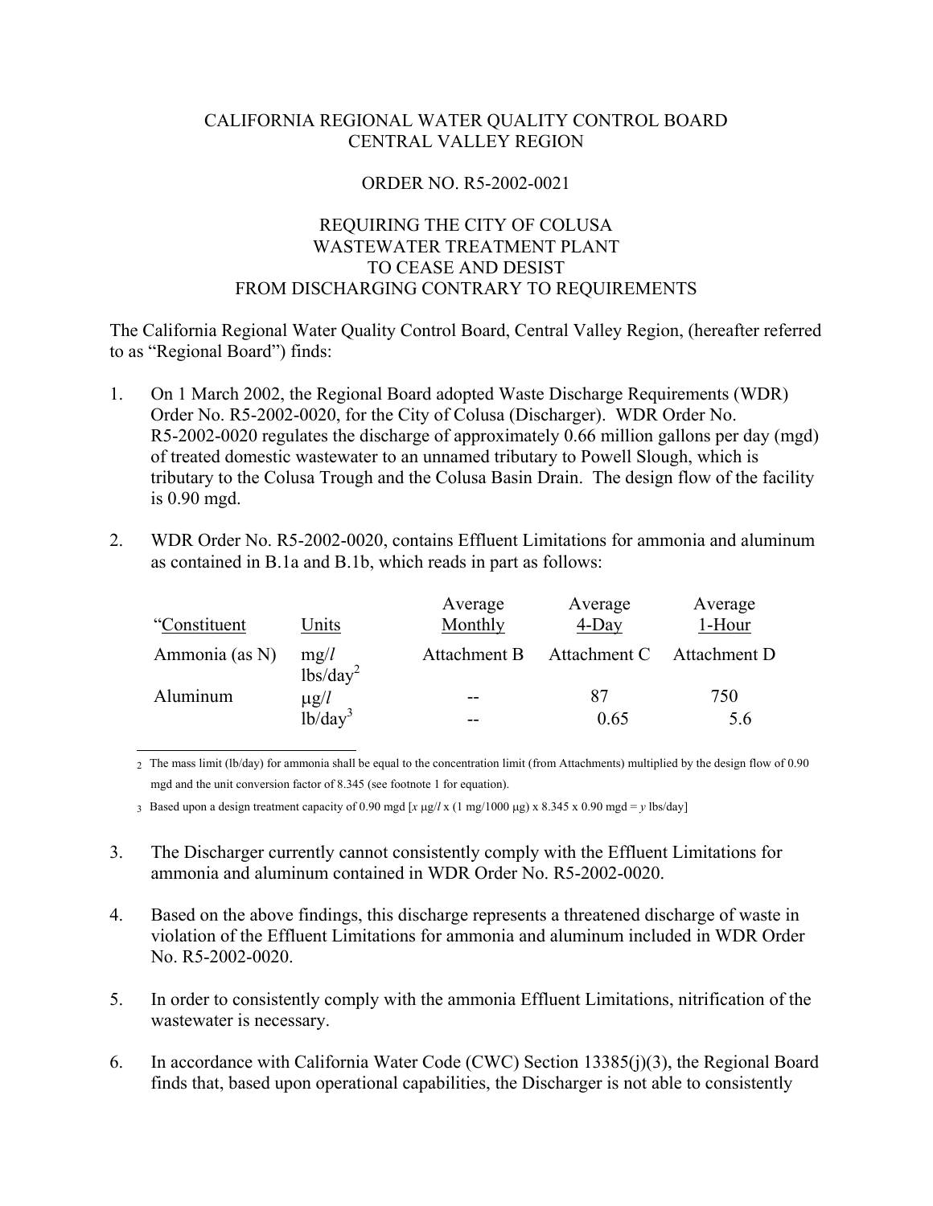# CALIFORNIA REGIONAL WATER QUALITY CONTROL BOARD
# CENTRAL VALLEY REGION

## ORDER NO. R5-2002-0021

## REQUIRING THE CITY OF COLUSA WASTEWATER TREATMENT PLANT TO CEASE AND DESIST FROM DISCHARGING CONTRARY TO REQUIREMENTS

The California Regional Water Quality Control Board, Central Valley Region, (hereafter referred to as "Regional Board") finds:

1. On 1 March 2002, the Regional Board adopted Waste Discharge Requirements (WDR) Order No. R5-2002-0020, for the City of Colusa (Discharger). WDR Order No. R5-2002-0020 regulates the discharge of approximately 0.66 million gallons per day (mgd) of treated domestic wastewater to an unnamed tributary to Powell Slough, which is tributary to the Colusa Trough and the Colusa Basin Drain. The design flow of the facility is 0.90 mgd.

2. WDR Order No. R5-2002-0020, contains Effluent Limitations for ammonia and aluminum as contained in B.1a and B.1b, which reads in part as follows:

| "Constituent | Units | Average Monthly | Average 4-Day | Average 1-Hour |
|---|---|---|---|---|
| Ammonia (as N) | mg/*l* | Attachment B | Attachment C | Attachment D |
| | lbs/day[2] | | | |
| Aluminum | μg/*l* | -- | 87 | 750 |
| | lb/day[3] | -- | 0.65 | 5.6 |

[2] The mass limit (lb/day) for ammonia shall be equal to the concentration limit (from Attachments) multiplied by the design flow of 0.90 mgd and the unit conversion factor of 8.345 (see footnote 1 for equation).

[3] Based upon a design treatment capacity of 0.90 mgd [$x$ μg/*l* x (1 mg/1000 μg) x 8.345 x 0.90 mgd = $y$ lbs/day]

3. The Discharger currently cannot consistently comply with the Effluent Limitations for ammonia and aluminum contained in WDR Order No. R5-2002-0020.

4. Based on the above findings, this discharge represents a threatened discharge of waste in violation of the Effluent Limitations for ammonia and aluminum included in WDR Order No. R5-2002-0020.

5. In order to consistently comply with the ammonia Effluent Limitations, nitrification of the wastewater is necessary.

6. In accordance with California Water Code (CWC) Section 13385(j)(3), the Regional Board finds that, based upon operational capabilities, the Discharger is not able to consistently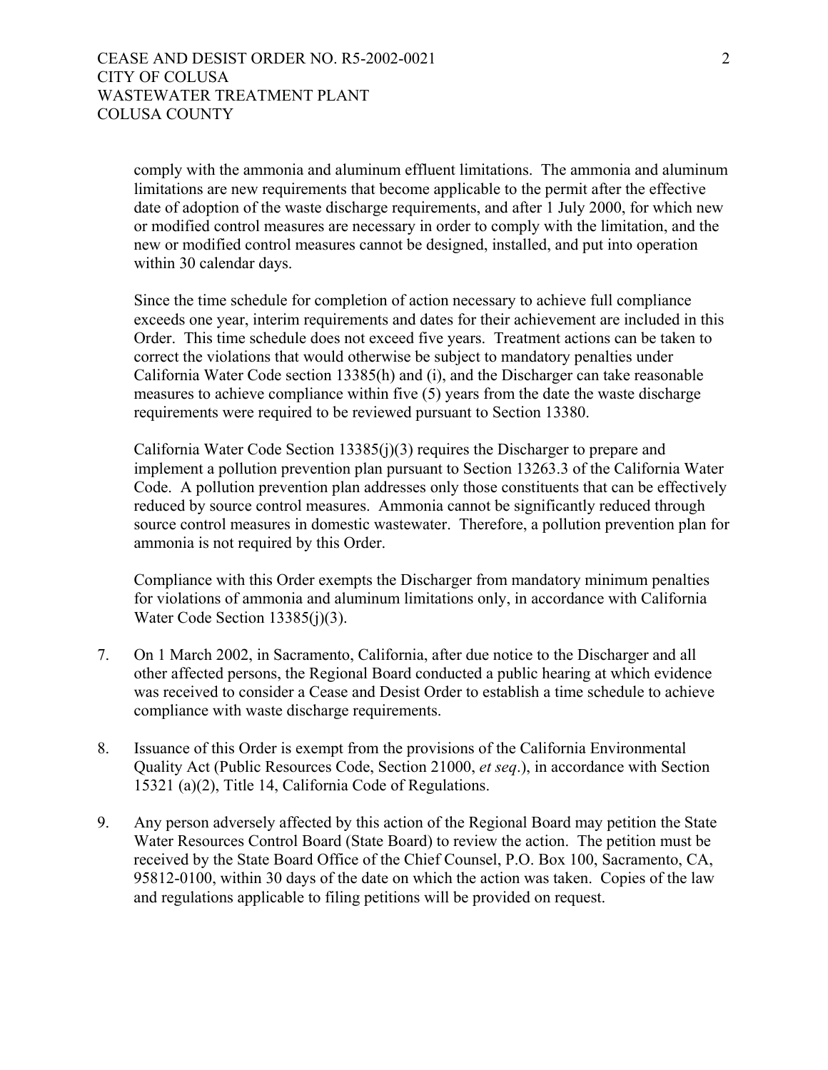comply with the ammonia and aluminum effluent limitations. The ammonia and aluminum limitations are new requirements that become applicable to the permit after the effective date of adoption of the waste discharge requirements, and after 1 July 2000, for which new or modified control measures are necessary in order to comply with the limitation, and the new or modified control measures cannot be designed, installed, and put into operation within 30 calendar days.

Since the time schedule for completion of action necessary to achieve full compliance exceeds one year, interim requirements and dates for their achievement are included in this Order. This time schedule does not exceed five years. Treatment actions can be taken to correct the violations that would otherwise be subject to mandatory penalties under California Water Code section 13385(h) and (i), and the Discharger can take reasonable measures to achieve compliance within five (5) years from the date the waste discharge requirements were required to be reviewed pursuant to Section 13380.

California Water Code Section 13385(j)(3) requires the Discharger to prepare and implement a pollution prevention plan pursuant to Section 13263.3 of the California Water Code. A pollution prevention plan addresses only those constituents that can be effectively reduced by source control measures. Ammonia cannot be significantly reduced through source control measures in domestic wastewater. Therefore, a pollution prevention plan for ammonia is not required by this Order.

Compliance with this Order exempts the Discharger from mandatory minimum penalties for violations of ammonia and aluminum limitations only, in accordance with California Water Code Section 13385(j)(3).

7. On 1 March 2002, in Sacramento, California, after due notice to the Discharger and all other affected persons, the Regional Board conducted a public hearing at which evidence was received to consider a Cease and Desist Order to establish a time schedule to achieve compliance with waste discharge requirements.

8. Issuance of this Order is exempt from the provisions of the California Environmental Quality Act (Public Resources Code, Section 21000, *et seq*.), in accordance with Section 15321 (a)(2), Title 14, California Code of Regulations.

9. Any person adversely affected by this action of the Regional Board may petition the State Water Resources Control Board (State Board) to review the action. The petition must be received by the State Board Office of the Chief Counsel, P.O. Box 100, Sacramento, CA, 95812-0100, within 30 days of the date on which the action was taken. Copies of the law and regulations applicable to filing petitions will be provided on request.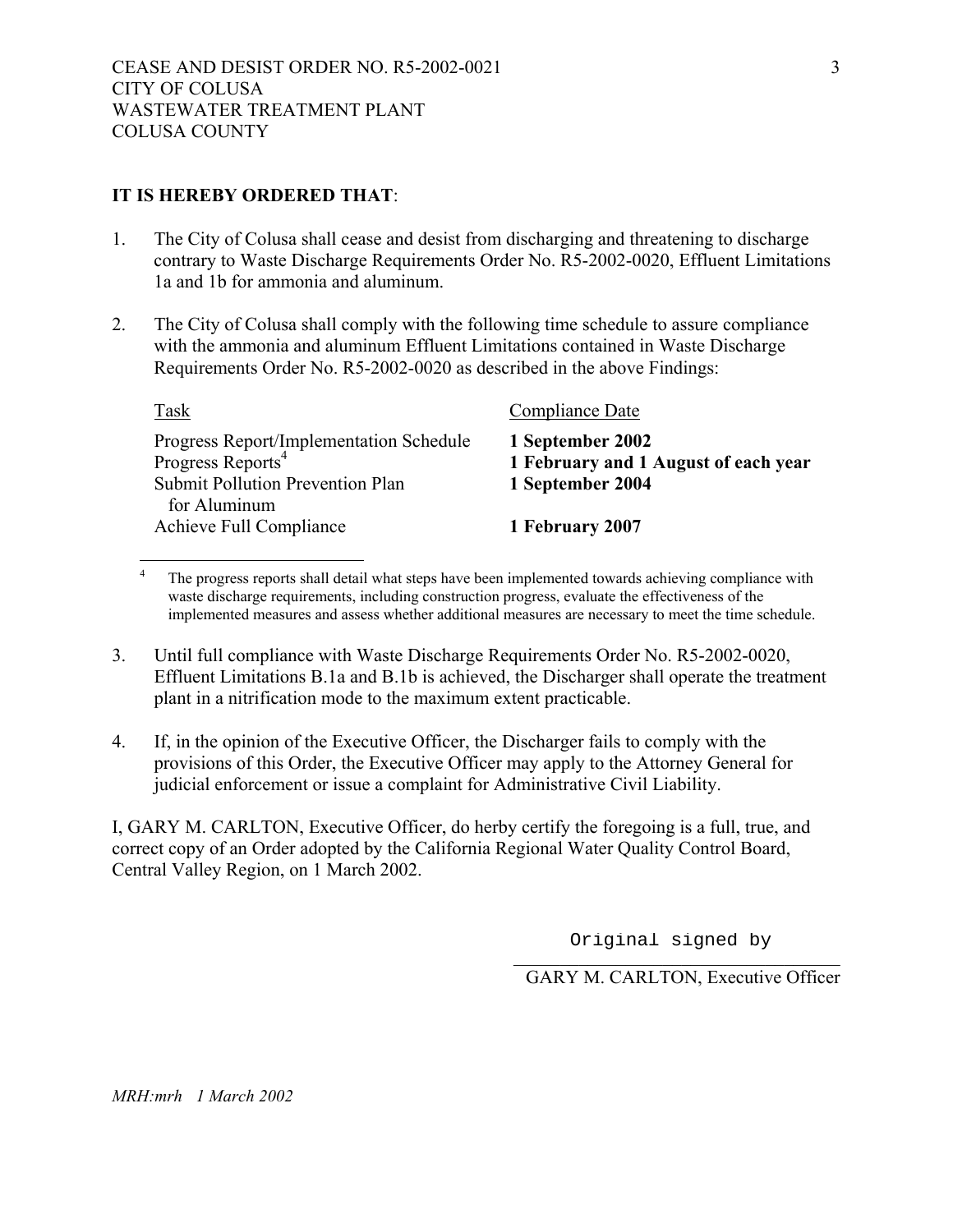**IT IS HEREBY ORDERED THAT**:

1. The City of Colusa shall cease and desist from discharging and threatening to discharge contrary to Waste Discharge Requirements Order No. R5-2002-0020, Effluent Limitations 1a and 1b for ammonia and aluminum.

2. The City of Colusa shall comply with the following time schedule to assure compliance with the ammonia and aluminum Effluent Limitations contained in Waste Discharge Requirements Order No. R5-2002-0020 as described in the above Findings:

| Task | Compliance Date |
|---|---|
| Progress Report/Implementation Schedule | **1 September 2002** |
| Progress Reports[4] | **1 February and 1 August of each year** |
| Submit Pollution Prevention Plan for Aluminum | **1 September 2004** |
| Achieve Full Compliance | **1 February 2007** |

[4] The progress reports shall detail what steps have been implemented towards achieving compliance with waste discharge requirements, including construction progress, evaluate the effectiveness of the implemented measures and assess whether additional measures are necessary to meet the time schedule.

3. Until full compliance with Waste Discharge Requirements Order No. R5-2002-0020, Effluent Limitations B.1a and B.1b is achieved, the Discharger shall operate the treatment plant in a nitrification mode to the maximum extent practicable.

4. If, in the opinion of the Executive Officer, the Discharger fails to comply with the provisions of this Order, the Executive Officer may apply to the Attorney General for judicial enforcement or issue a complaint for Administrative Civil Liability.

I, GARY M. CARLTON, Executive Officer, do herby certify the foregoing is a full, true, and correct copy of an Order adopted by the California Regional Water Quality Control Board, Central Valley Region, on 1 March 2002.

Original signed by

GARY M. CARLTON, Executive Officer

*MRH:mrh 1 March 2002*